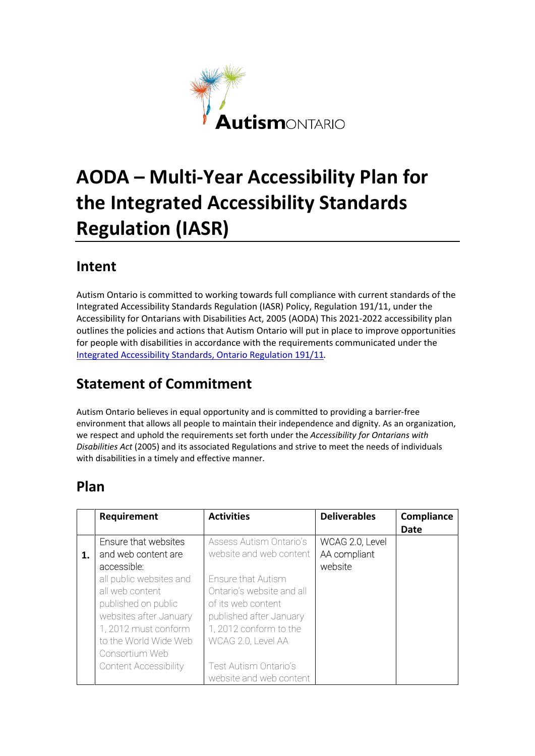# AODA – Multi-Year Accessibility Plan for the Integrated Accessibility Standards Regulation (IASR)

## Intent

Autism Ontario is committed to working towards full compliance with current standards of the Integrated Accessibility Standards Regulation (IASR) Policy, Regulation 191/11, under the Accessibility for Ontarians with Disabilities Act, 2005 (AODA) This 2021-2022 accessibility plan outlines the policies and actions that Autism Ontario will put in place to improve opportunities for people with disabilities in accordance with the requirements communicated under the Integrated Accessibility Standards, Ontario Regulation 191/11.

## Statement of Commitment

Autism Ontario believes in equal opportunity and is committed to providing a barrier-free environment that allows all people to maintain their independence and dignity. As an organization, we respect and uphold the requirements set forth under the *Accessibility for Ontarians with Disabilities Act* (2005) and its associated Regulations and strive to meet the needs of individuals with disabilities in a timely and effective manner.

## Plan

| | Requirement | Activities | Deliverables | Compliance Date |
|---|---|---|---|---|
| **1.** | Ensure that websites and web content are accessible: all public websites and all web content published on public websites after January 1, 2012 must conform to the World Wide Web Consortium Web Content Accessibility | Assess Autism Ontario's website and web content<br><br>Ensure that Autism Ontario's website and all of its web content published after January 1, 2012 conform to the WCAG 2.0, Level AA<br><br>Test Autism Ontario's website and web content | WCAG 2.0, Level AA compliant website | |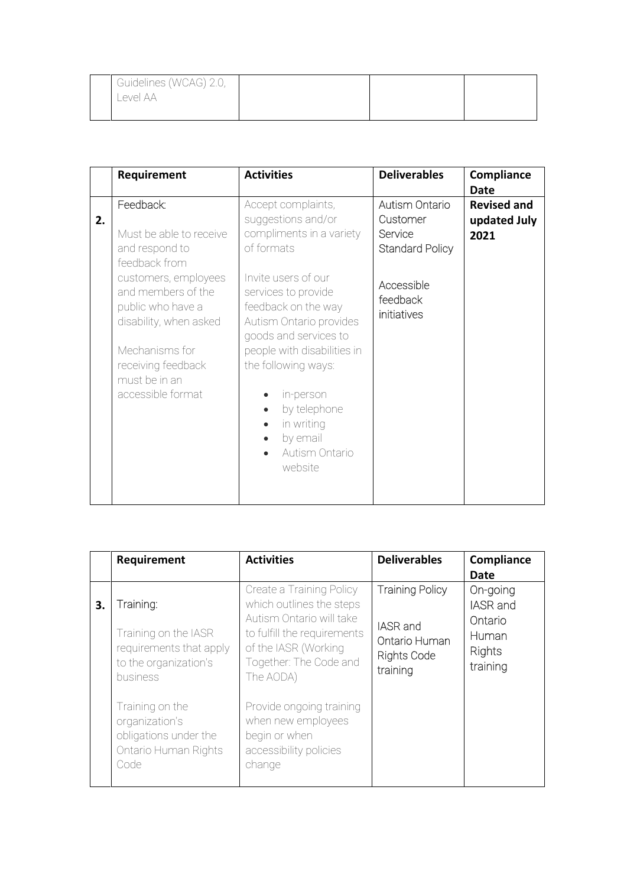| | | | | |
|---|---|---|---|---|
| | Guidelines (WCAG) 2.0, Level AA | | | |

| | Requirement | Activities | Deliverables | Compliance Date |
|---|---|---|---|---|
| **2.** | Feedback:<br><br>Must be able to receive and respond to feedback from customers, employees and members of the public who have a disability, when asked<br><br>Mechanisms for receiving feedback must be in an accessible format | Accept complaints, suggestions and/or compliments in a variety of formats<br><br>Invite users of our services to provide feedback on the way Autism Ontario provides goods and services to people with disabilities in the following ways:<br><br>• in-person<br>• by telephone<br>• in writing<br>• by email<br>• Autism Ontario website | Autism Ontario Customer Service Standard Policy<br><br>Accessible feedback initiatives | **Revised and updated July 2021** |

| | Requirement | Activities | Deliverables | Compliance Date |
|---|---|---|---|---|
| **3.** | Training:<br><br>Training on the IASR requirements that apply to the organization's business<br><br>Training on the organization's obligations under the Ontario Human Rights Code | Create a Training Policy which outlines the steps Autism Ontario will take to fulfill the requirements of the IASR (Working Together: The Code and The AODA)<br><br>Provide ongoing training when new employees begin or when accessibility policies change | Training Policy<br><br>IASR and Ontario Human Rights Code training | On-going IASR and Ontario Human Rights training |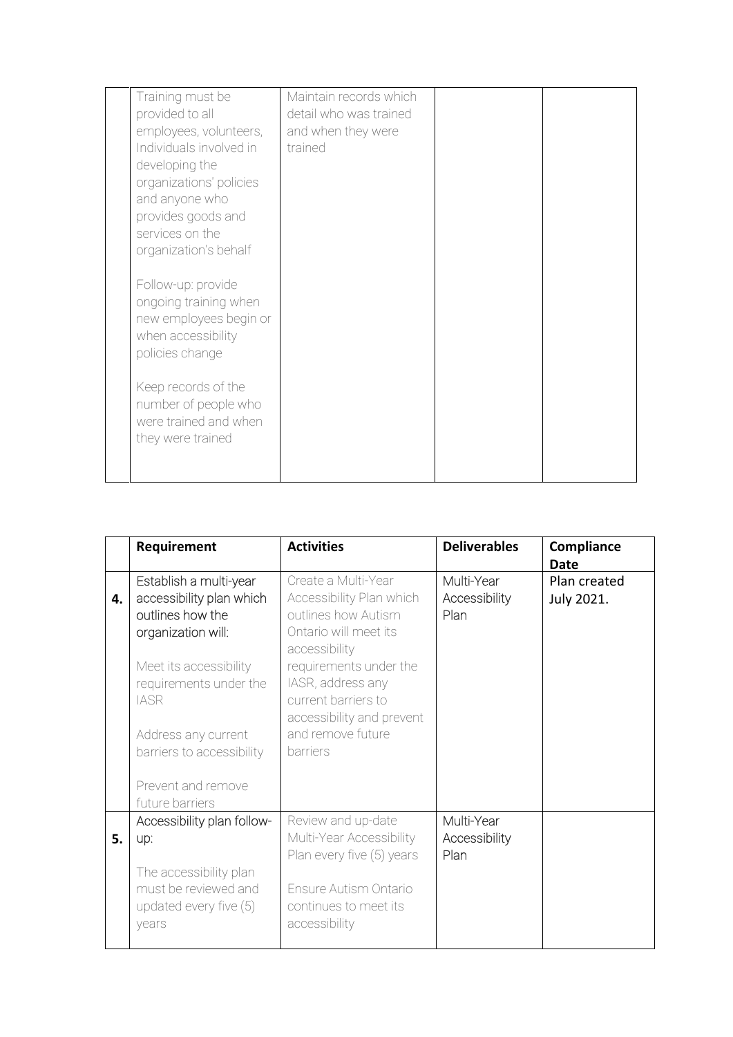| | | | | |
|---|---|---|---|---|
| | Training must be provided to all employees, volunteers, Individuals involved in developing the organizations' policies and anyone who provides goods and services on the organization's behalf<br><br>Follow-up: provide ongoing training when new employees begin or when accessibility policies change<br><br>Keep records of the number of people who were trained and when they were trained | Maintain records which detail who was trained and when they were trained | | |

| | Requirement | Activities | Deliverables | Compliance Date |
|---|---|---|---|---|
| **4.** | Establish a multi-year accessibility plan which outlines how the organization will:<br><br>Meet its accessibility requirements under the IASR<br><br>Address any current barriers to accessibility<br><br>Prevent and remove future barriers | Create a Multi-Year Accessibility Plan which outlines how Autism Ontario will meet its accessibility requirements under the IASR, address any current barriers to accessibility and prevent and remove future barriers | Multi-Year Accessibility Plan | Plan created July 2021. |
| **5.** | Accessibility plan follow-up:<br><br>The accessibility plan must be reviewed and updated every five (5) years | Review and up-date Multi-Year Accessibility Plan every five (5) years<br><br>Ensure Autism Ontario continues to meet its accessibility | Multi-Year Accessibility Plan | |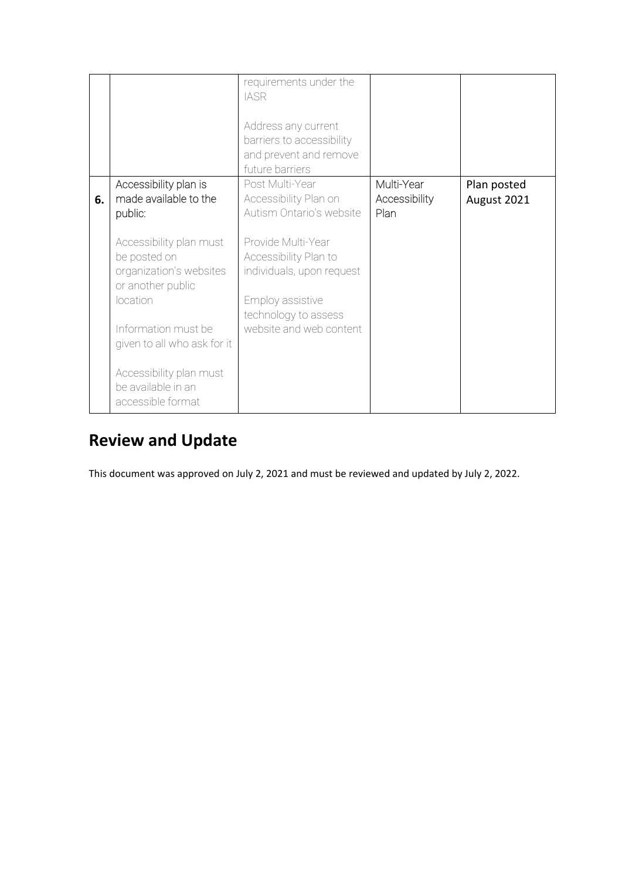| | | | | |
|---|---|---|---|---|
| | | requirements under the IASR<br><br>Address any current barriers to accessibility and prevent and remove future barriers | | |
| **6.** | Accessibility plan is made available to the public:<br><br>Accessibility plan must be posted on organization's websites or another public location<br><br>Information must be given to all who ask for it<br><br>Accessibility plan must be available in an accessible format | Post Multi-Year Accessibility Plan on Autism Ontario's website<br><br>Provide Multi-Year Accessibility Plan to individuals, upon request<br><br>Employ assistive technology to assess website and web content | Multi-Year Accessibility Plan | Plan posted August 2021 |

## Review and Update

This document was approved on July 2, 2021 and must be reviewed and updated by July 2, 2022.